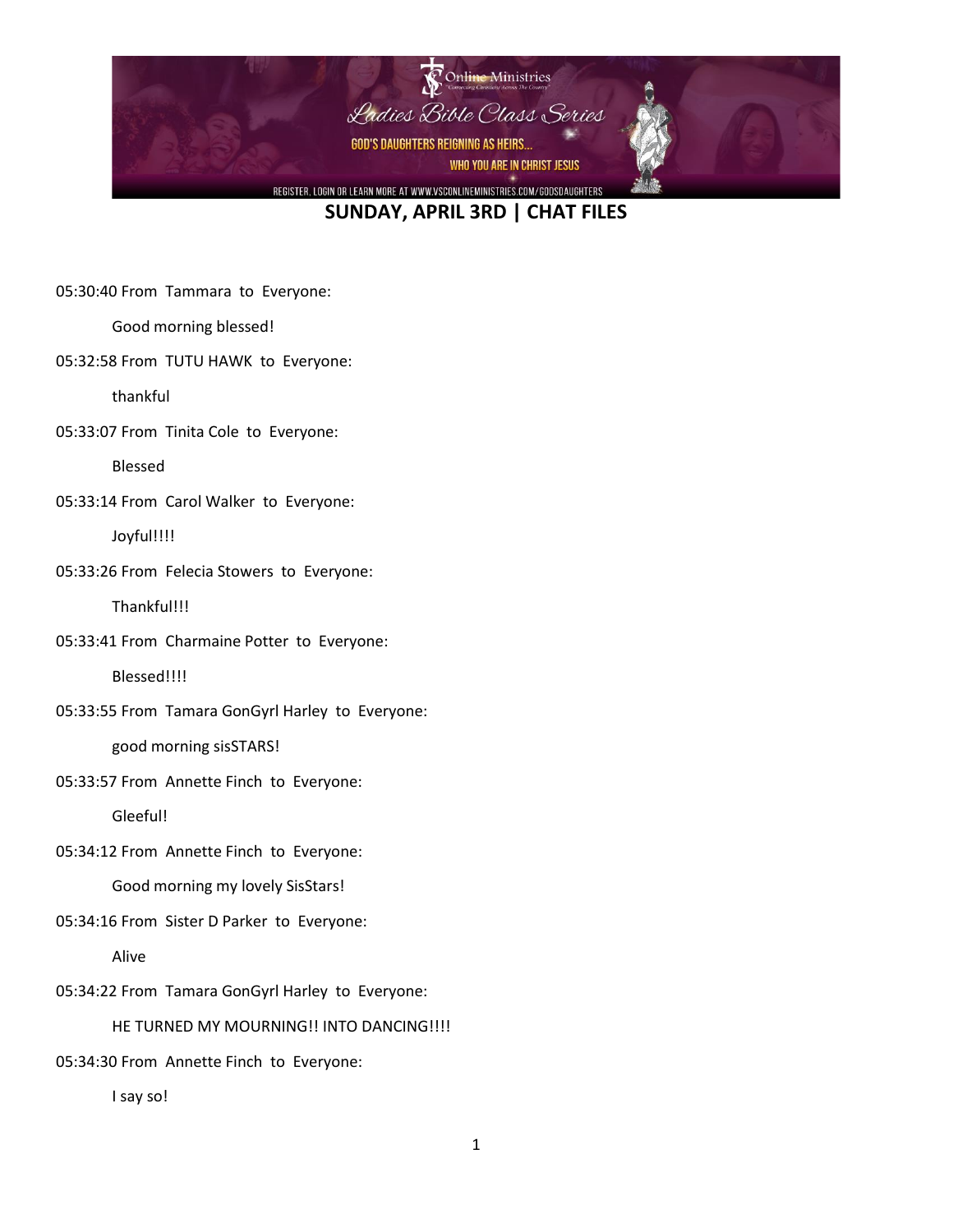Online Ministries
"Connecting Christians Across The Country"

Ladies Bible Class Series

GOD'S DAUGHTERS REIGNING AS HEIRS...

WHO YOU ARE IN CHRIST JESUS

REGISTER, LOGIN OR LEARN MORE AT WWW.VSCONLINEMINISTRIES.COM/GODSDAUGHTERS

# SUNDAY, APRIL 3RD | CHAT FILES

05:30:40 From Tammara to Everyone:

Good morning blessed!

05:32:58 From TUTU HAWK to Everyone:

thankful

05:33:07 From Tinita Cole to Everyone:

Blessed

05:33:14 From Carol Walker to Everyone:

Joyful!!!!

05:33:26 From Felecia Stowers to Everyone:

Thankful!!!

05:33:41 From Charmaine Potter to Everyone:

Blessed!!!!

05:33:55 From Tamara GonGyrl Harley to Everyone:

good morning sisSTARS!

05:33:57 From Annette Finch to Everyone:

Gleeful!

05:34:12 From Annette Finch to Everyone:

Good morning my lovely SisStars!

05:34:16 From Sister D Parker to Everyone:

Alive

05:34:22 From Tamara GonGyrl Harley to Everyone:

HE TURNED MY MOURNING!! INTO DANCING!!!!

05:34:30 From Annette Finch to Everyone:

I say so!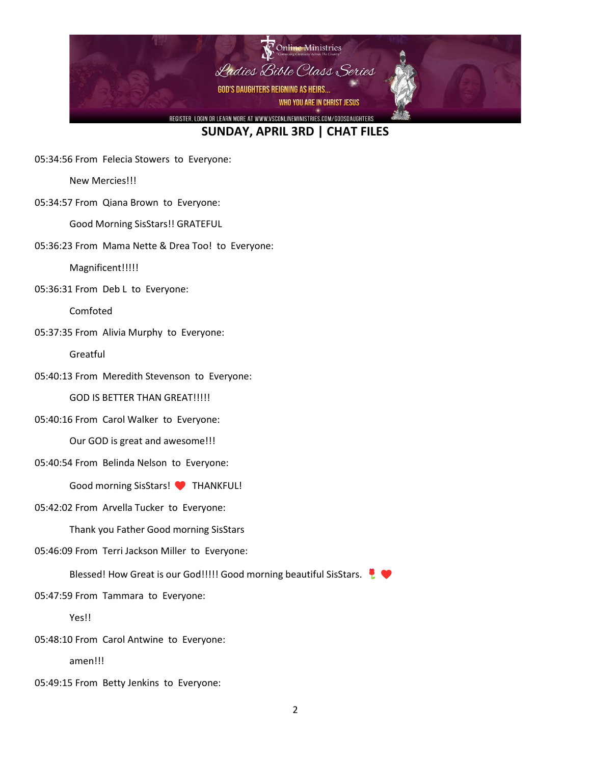**SUNDAY, APRIL 3RD | CHAT FILES**

05:34:56 From Felecia Stowers to Everyone:

New Mercies!!!

05:34:57 From Qiana Brown to Everyone:

Good Morning SisStars!! GRATEFUL

05:36:23 From Mama Nette & Drea Too! to Everyone:

Magnificent!!!!!

05:36:31 From Deb L to Everyone:

Comfoted

05:37:35 From Alivia Murphy to Everyone:

Greatful

05:40:13 From Meredith Stevenson to Everyone:

GOD IS BETTER THAN GREAT!!!!!

05:40:16 From Carol Walker to Everyone:

Our GOD is great and awesome!!!

05:40:54 From Belinda Nelson to Everyone:

Good morning SisStars! ❤️ THANKFUL!

05:42:02 From Arvella Tucker to Everyone:

Thank you Father Good morning SisStars

05:46:09 From Terri Jackson Miller to Everyone:

Blessed! How Great is our God!!!!! Good morning beautiful SisStars. 🌹 ❤️

05:47:59 From Tammara to Everyone:

Yes!!

05:48:10 From Carol Antwine to Everyone:

amen!!!

05:49:15 From Betty Jenkins to Everyone: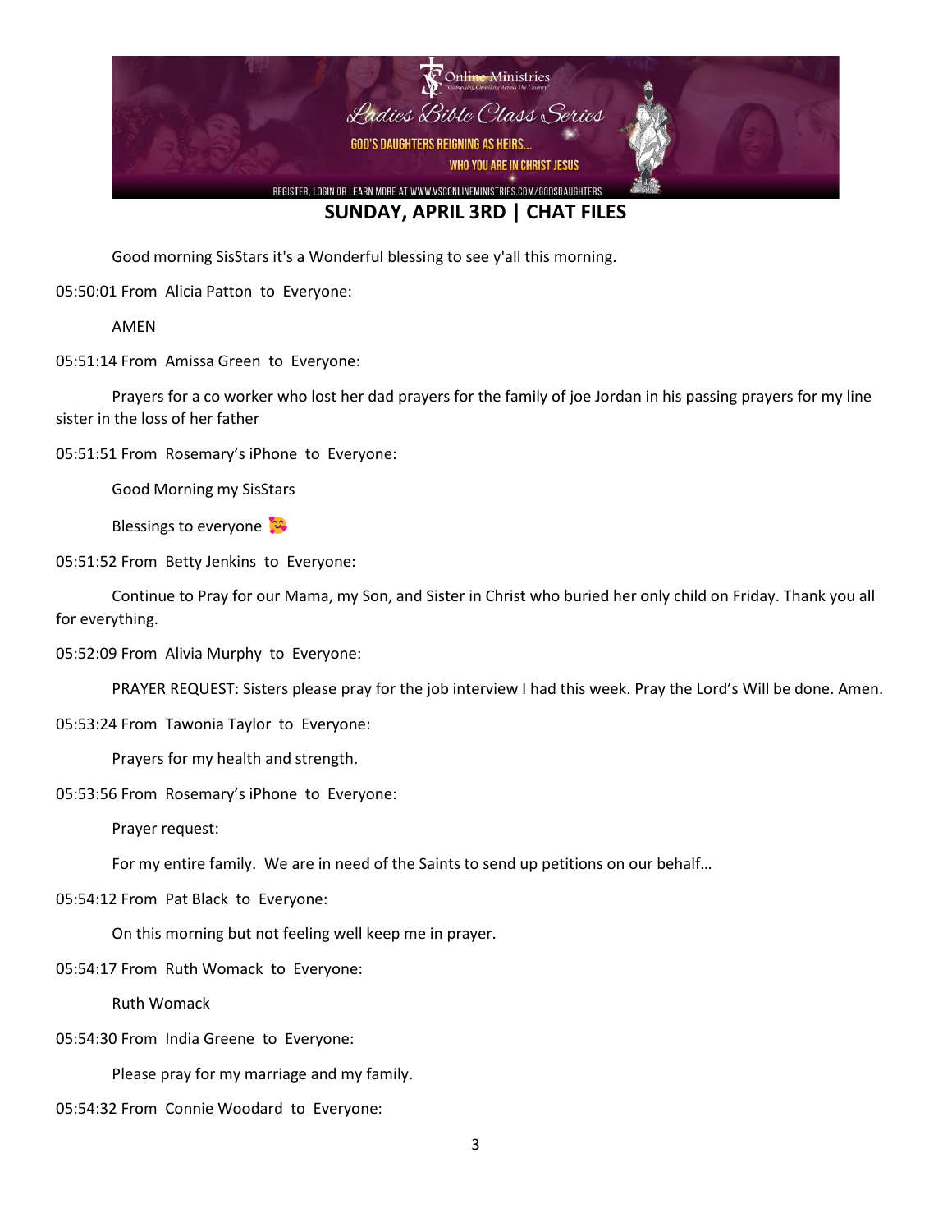## SUNDAY, APRIL 3RD | CHAT FILES

Good morning SisStars it's a Wonderful blessing to see y'all this morning.

05:50:01 From Alicia Patton to Everyone:

AMEN

05:51:14 From Amissa Green to Everyone:

Prayers for a co worker who lost her dad prayers for the family of joe Jordan in his passing prayers for my line sister in the loss of her father

05:51:51 From Rosemary's iPhone to Everyone:

Good Morning my SisStars

Blessings to everyone 🥰

05:51:52 From Betty Jenkins to Everyone:

Continue to Pray for our Mama, my Son, and Sister in Christ who buried her only child on Friday. Thank you all for everything.

05:52:09 From Alivia Murphy to Everyone:

PRAYER REQUEST: Sisters please pray for the job interview I had this week. Pray the Lord's Will be done. Amen.

05:53:24 From Tawonia Taylor to Everyone:

Prayers for my health and strength.

05:53:56 From Rosemary's iPhone to Everyone:

Prayer request:

For my entire family. We are in need of the Saints to send up petitions on our behalf…

05:54:12 From Pat Black to Everyone:

On this morning but not feeling well keep me in prayer.

05:54:17 From Ruth Womack to Everyone:

Ruth Womack

05:54:30 From India Greene to Everyone:

Please pray for my marriage and my family.

05:54:32 From Connie Woodard to Everyone: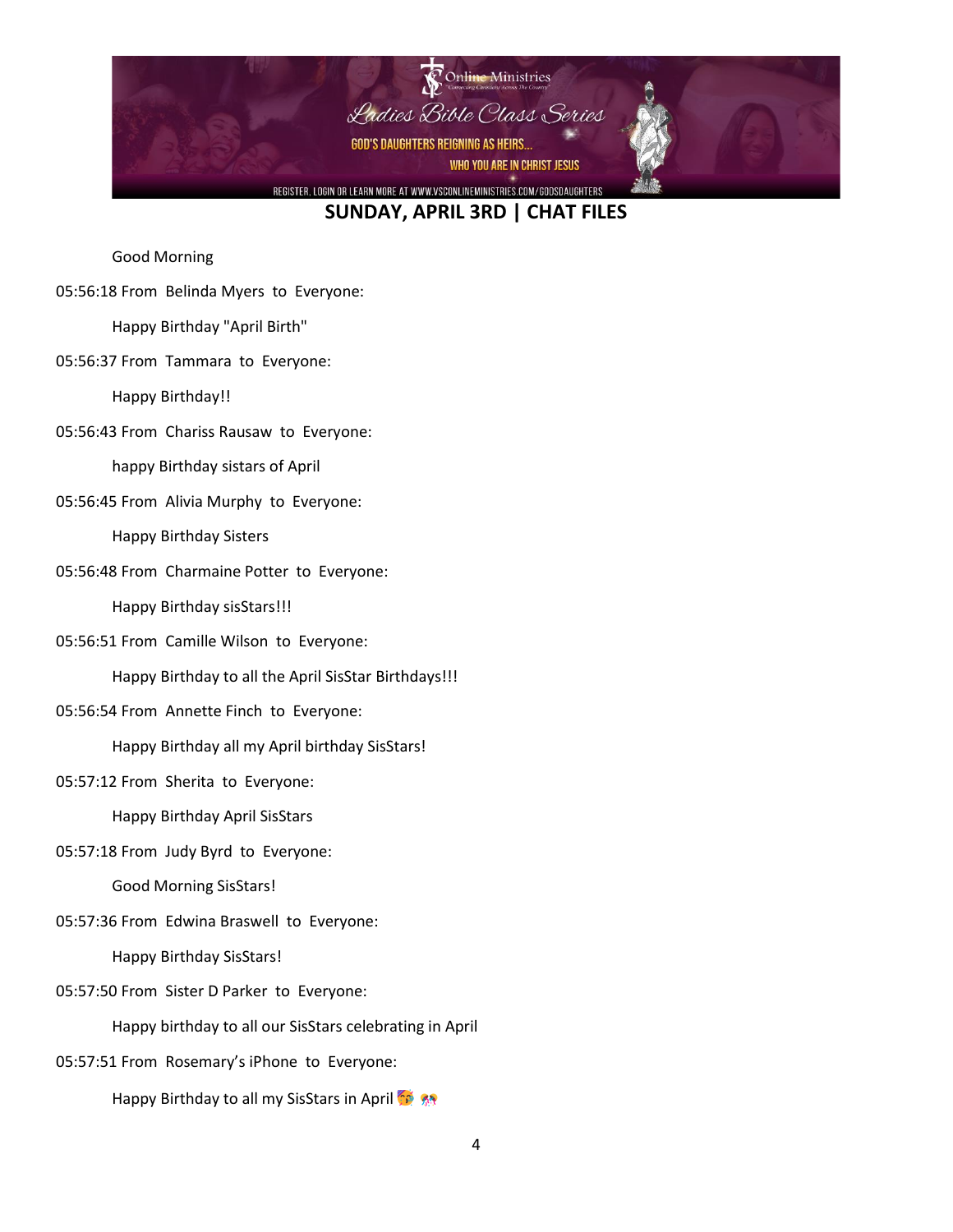## SUNDAY, APRIL 3RD | CHAT FILES

Good Morning

05:56:18 From Belinda Myers to Everyone:

Happy Birthday "April Birth"

05:56:37 From Tammara to Everyone:

Happy Birthday!!

05:56:43 From Chariss Rausaw to Everyone:

happy Birthday sistars of April

05:56:45 From Alivia Murphy to Everyone:

Happy Birthday Sisters

05:56:48 From Charmaine Potter to Everyone:

Happy Birthday sisStars!!!

05:56:51 From Camille Wilson to Everyone:

Happy Birthday to all the April SisStar Birthdays!!!

05:56:54 From Annette Finch to Everyone:

Happy Birthday all my April birthday SisStars!

05:57:12 From Sherita to Everyone:

Happy Birthday April SisStars

05:57:18 From Judy Byrd to Everyone:

Good Morning SisStars!

05:57:36 From Edwina Braswell to Everyone:

Happy Birthday SisStars!

05:57:50 From Sister D Parker to Everyone:

Happy birthday to all our SisStars celebrating in April

05:57:51 From Rosemary's iPhone to Everyone:

Happy Birthday to all my SisStars in April 🥳 🎊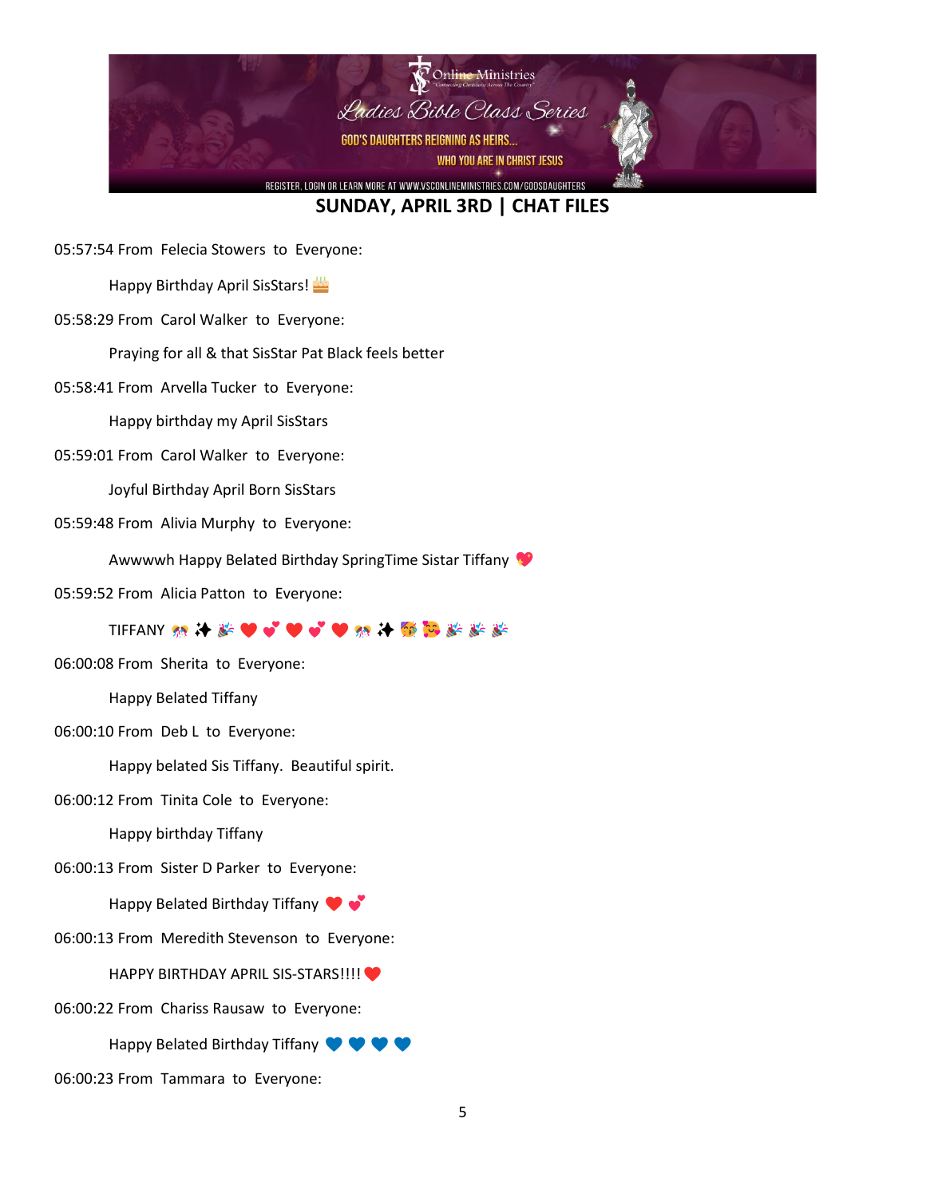## SUNDAY, APRIL 3RD | CHAT FILES

05:57:54 From Felecia Stowers to Everyone:

Happy Birthday April SisStars! 🎂

05:58:29 From Carol Walker to Everyone:

Praying for all & that SisStar Pat Black feels better

05:58:41 From Arvella Tucker to Everyone:

Happy birthday my April SisStars

05:59:01 From Carol Walker to Everyone:

Joyful Birthday April Born SisStars

05:59:48 From Alivia Murphy to Everyone:

Awwwwh Happy Belated Birthday SpringTime Sistar Tiffany 💖

05:59:52 From Alicia Patton to Everyone:

TIFFANY 🎊 ✨ 🎉 ❤️ 💕 ❤️ 💕 ❤️ 🎊 ✨ 🥳 🥰 🎉 🎉 🎉

06:00:08 From Sherita to Everyone:

Happy Belated Tiffany

06:00:10 From Deb L to Everyone:

Happy belated Sis Tiffany. Beautiful spirit.

06:00:12 From Tinita Cole to Everyone:

Happy birthday Tiffany

06:00:13 From Sister D Parker to Everyone:

Happy Belated Birthday Tiffany ❤️ 💕

06:00:13 From Meredith Stevenson to Everyone:

HAPPY BIRTHDAY APRIL SIS-STARS!!!! ❤️

06:00:22 From Chariss Rausaw to Everyone:

Happy Belated Birthday Tiffany 💙 💙 💙 💙

06:00:23 From Tammara to Everyone: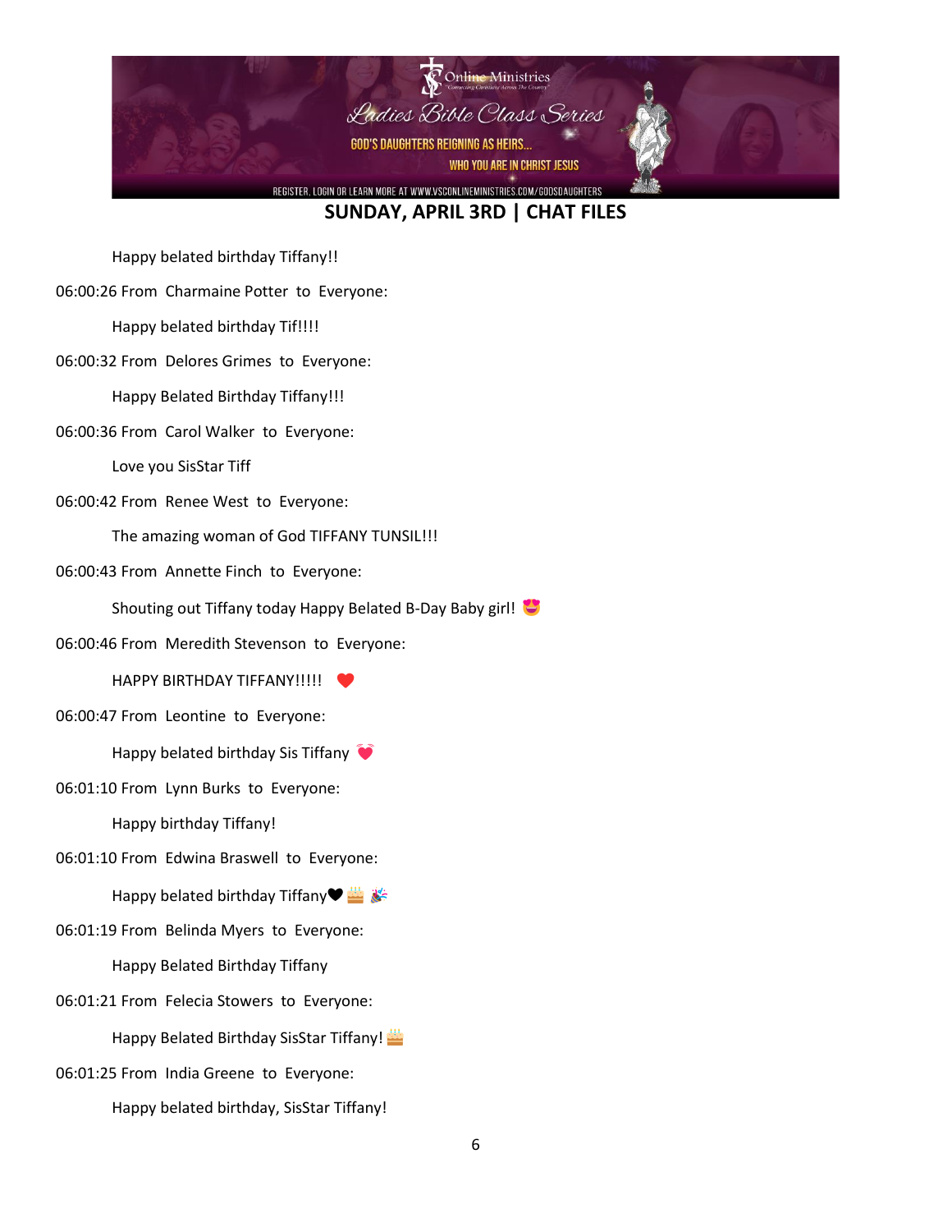## SUNDAY, APRIL 3RD | CHAT FILES

Happy belated birthday Tiffany!!

06:00:26 From Charmaine Potter to Everyone:

Happy belated birthday Tif!!!!

06:00:32 From Delores Grimes to Everyone:

Happy Belated Birthday Tiffany!!!

06:00:36 From Carol Walker to Everyone:

Love you SisStar Tiff

06:00:42 From Renee West to Everyone:

The amazing woman of God TIFFANY TUNSIL!!!

06:00:43 From Annette Finch to Everyone:

Shouting out Tiffany today Happy Belated B-Day Baby girl! 😍

06:00:46 From Meredith Stevenson to Everyone:

HAPPY BIRTHDAY TIFFANY!!!!! ❤️

06:00:47 From Leontine to Everyone:

Happy belated birthday Sis Tiffany 💓

06:01:10 From Lynn Burks to Everyone:

Happy birthday Tiffany!

06:01:10 From Edwina Braswell to Everyone:

Happy belated birthday Tiffany🖤 🎂 🎉

06:01:19 From Belinda Myers to Everyone:

Happy Belated Birthday Tiffany

06:01:21 From Felecia Stowers to Everyone:

Happy Belated Birthday SisStar Tiffany! 🎂

06:01:25 From India Greene to Everyone:

Happy belated birthday, SisStar Tiffany!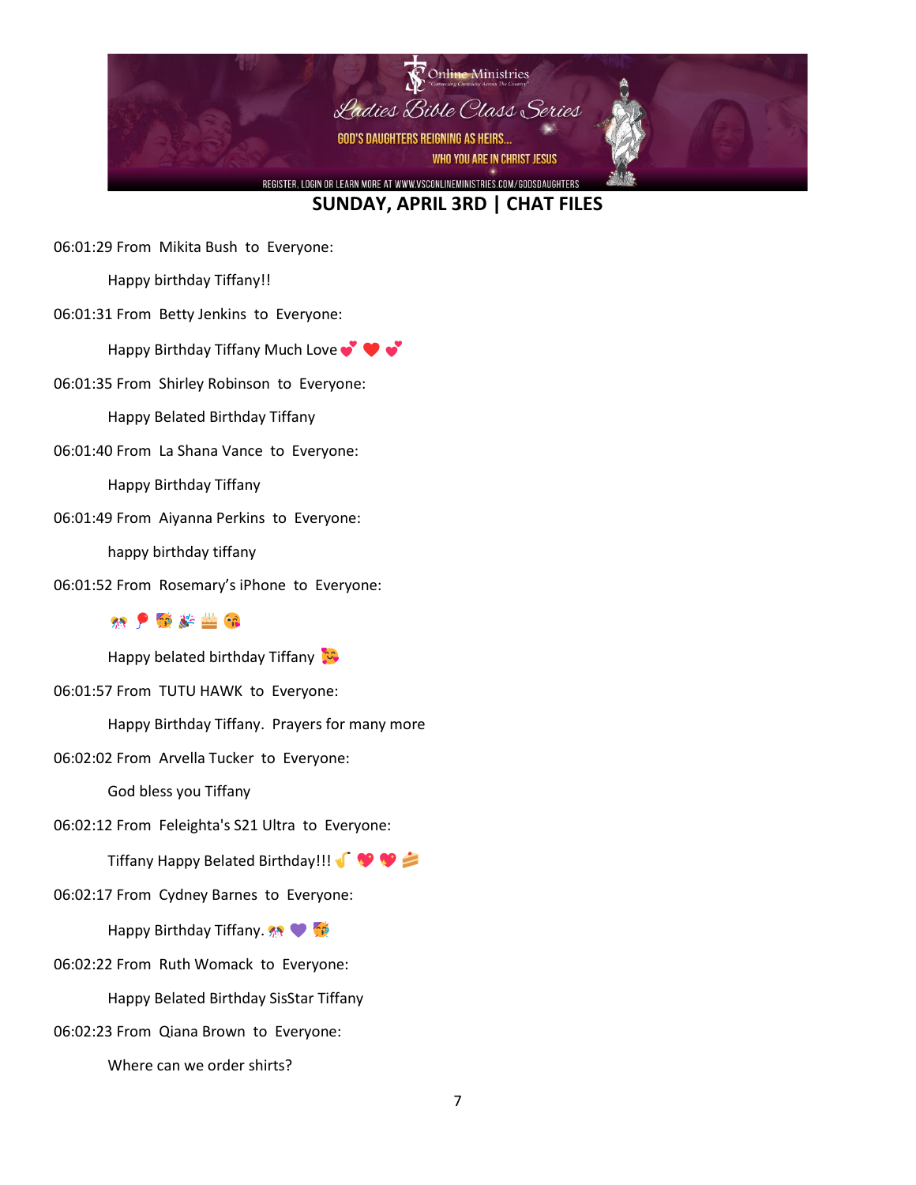## SUNDAY, APRIL 3RD | CHAT FILES

06:01:29 From Mikita Bush to Everyone:

Happy birthday Tiffany!!

06:01:31 From Betty Jenkins to Everyone:

Happy Birthday Tiffany Much Love 💕 ❤️ 💕

06:01:35 From Shirley Robinson to Everyone:

Happy Belated Birthday Tiffany

06:01:40 From La Shana Vance to Everyone:

Happy Birthday Tiffany

06:01:49 From Aiyanna Perkins to Everyone:

happy birthday tiffany

06:01:52 From Rosemary's iPhone to Everyone:

🎊 🎈 🥳 🎉 🎂 😘

Happy belated birthday Tiffany 🥰

06:01:57 From TUTU HAWK to Everyone:

Happy Birthday Tiffany. Prayers for many more

06:02:02 From Arvella Tucker to Everyone:

God bless you Tiffany

06:02:12 From Feleighta's S21 Ultra to Everyone:

Tiffany Happy Belated Birthday!!! 🎷 💖 💖 🍰

06:02:17 From Cydney Barnes to Everyone:

Happy Birthday Tiffany. 🎊 💜 🥳

06:02:22 From Ruth Womack to Everyone:

Happy Belated Birthday SisStar Tiffany

06:02:23 From Qiana Brown to Everyone:

Where can we order shirts?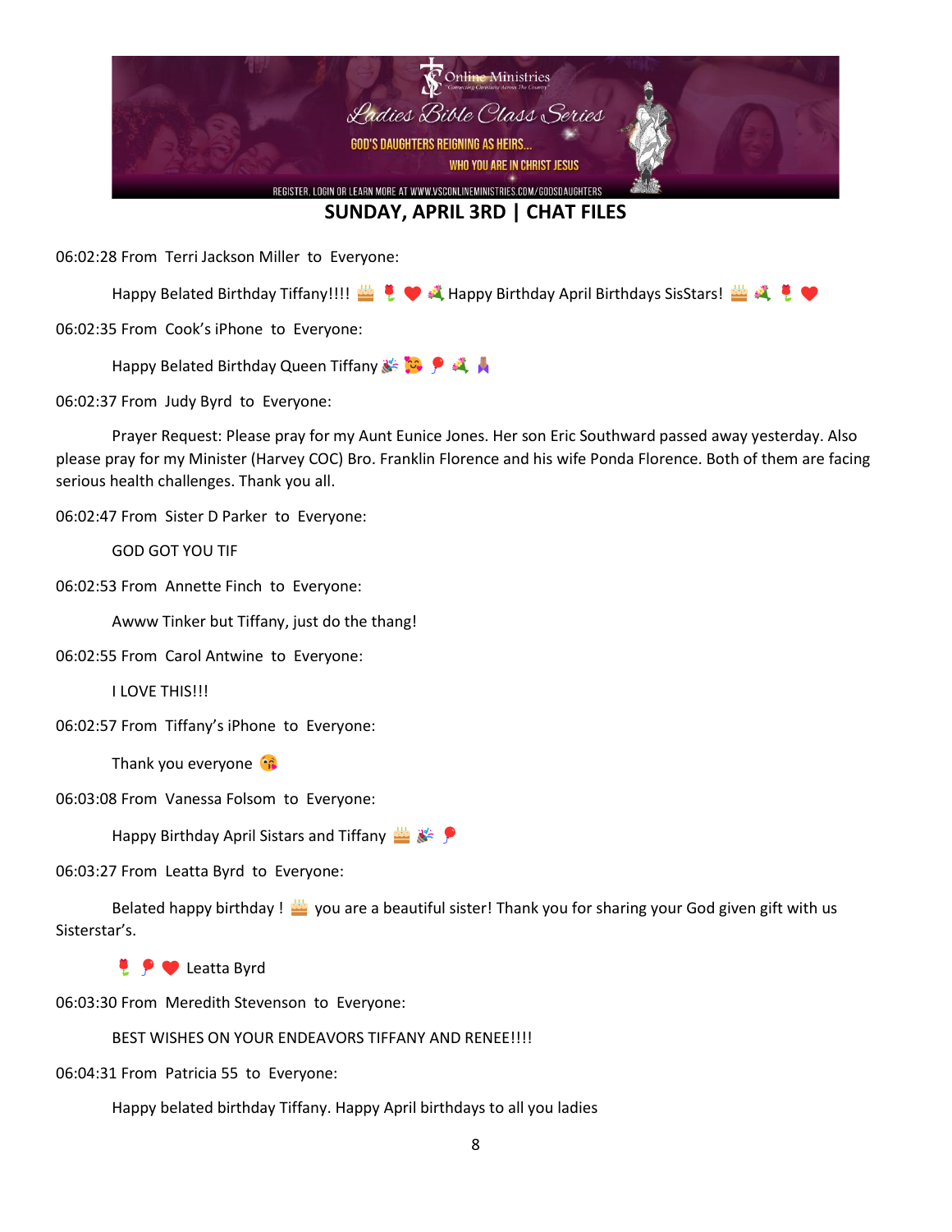## SUNDAY, APRIL 3RD | CHAT FILES

06:02:28 From Terri Jackson Miller to Everyone:

Happy Belated Birthday Tiffany!!!! 🎂 🌹 ❤️ 💐 Happy Birthday April Birthdays SisStars! 🎂 💐 🌹 ❤️

06:02:35 From Cook's iPhone to Everyone:

Happy Belated Birthday Queen Tiffany 🎉 🥰 🎈 💐 🙏🏽

06:02:37 From Judy Byrd to Everyone:

Prayer Request: Please pray for my Aunt Eunice Jones. Her son Eric Southward passed away yesterday. Also please pray for my Minister (Harvey COC) Bro. Franklin Florence and his wife Ponda Florence. Both of them are facing serious health challenges. Thank you all.

06:02:47 From Sister D Parker to Everyone:

GOD GOT YOU TIF

06:02:53 From Annette Finch to Everyone:

Awww Tinker but Tiffany, just do the thang!

06:02:55 From Carol Antwine to Everyone:

I LOVE THIS!!!

06:02:57 From Tiffany's iPhone to Everyone:

Thank you everyone 😘

06:03:08 From Vanessa Folsom to Everyone:

Happy Birthday April Sistars and Tiffany 🎂 🎉 🎈

06:03:27 From Leatta Byrd to Everyone:

Belated happy birthday ! 🎂 you are a beautiful sister! Thank you for sharing your God given gift with us Sisterstar's.

🌹 🎈 ❤️ Leatta Byrd

06:03:30 From Meredith Stevenson to Everyone:

BEST WISHES ON YOUR ENDEAVORS TIFFANY AND RENEE!!!!

06:04:31 From Patricia 55 to Everyone:

Happy belated birthday Tiffany. Happy April birthdays to all you ladies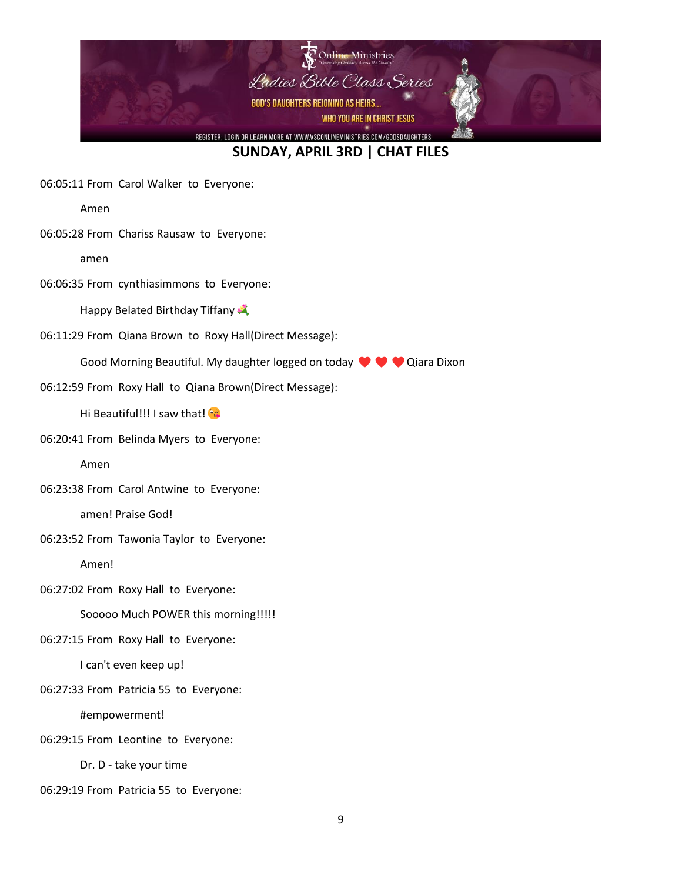## SUNDAY, APRIL 3RD | CHAT FILES

06:05:11 From Carol Walker to Everyone:

Amen

06:05:28 From Chariss Rausaw to Everyone:

amen

06:06:35 From cynthiasimmons to Everyone:

Happy Belated Birthday Tiffany 💐

06:11:29 From Qiana Brown to Roxy Hall(Direct Message):

Good Morning Beautiful. My daughter logged on today ❤️ ❤️ ❤️ Qiara Dixon

06:12:59 From Roxy Hall to Qiana Brown(Direct Message):

Hi Beautiful!!! I saw that! 😘

06:20:41 From Belinda Myers to Everyone:

Amen

06:23:38 From Carol Antwine to Everyone:

amen! Praise God!

06:23:52 From Tawonia Taylor to Everyone:

Amen!

06:27:02 From Roxy Hall to Everyone:

Sooooo Much POWER this morning!!!!!

06:27:15 From Roxy Hall to Everyone:

I can't even keep up!

06:27:33 From Patricia 55 to Everyone:

#empowerment!

06:29:15 From Leontine to Everyone:

Dr. D - take your time

06:29:19 From Patricia 55 to Everyone: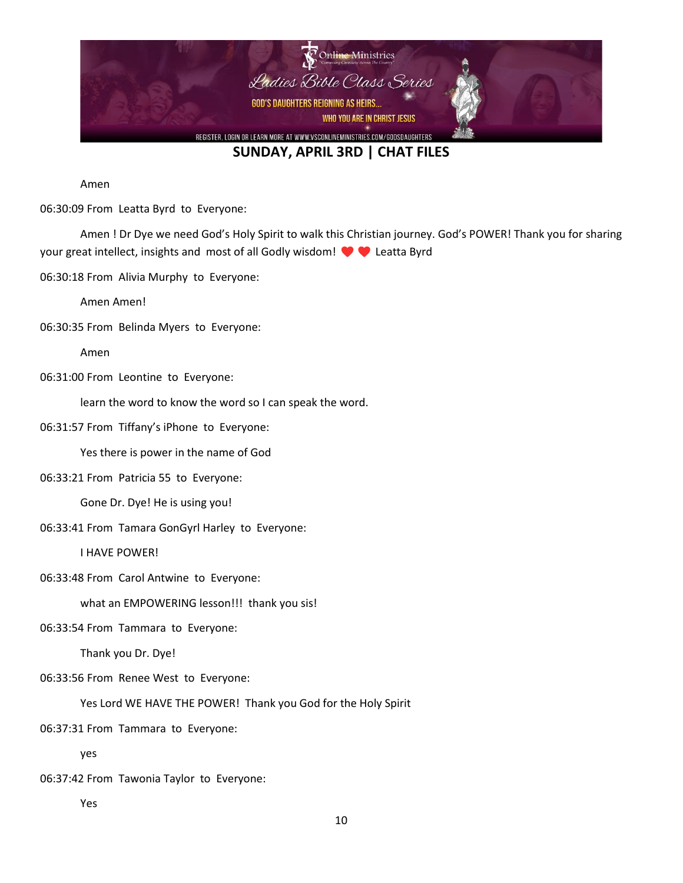**SUNDAY, APRIL 3RD | CHAT FILES**

Amen

06:30:09 From Leatta Byrd to Everyone:

Amen ! Dr Dye we need God's Holy Spirit to walk this Christian journey. God's POWER! Thank you for sharing your great intellect, insights and most of all Godly wisdom! ❤️ ❤️ Leatta Byrd

06:30:18 From Alivia Murphy to Everyone:

Amen Amen!

06:30:35 From Belinda Myers to Everyone:

Amen

06:31:00 From Leontine to Everyone:

learn the word to know the word so I can speak the word.

06:31:57 From Tiffany's iPhone to Everyone:

Yes there is power in the name of God

06:33:21 From Patricia 55 to Everyone:

Gone Dr. Dye! He is using you!

06:33:41 From Tamara GonGyrl Harley to Everyone:

I HAVE POWER!

06:33:48 From Carol Antwine to Everyone:

what an EMPOWERING lesson!!! thank you sis!

06:33:54 From Tammara to Everyone:

Thank you Dr. Dye!

06:33:56 From Renee West to Everyone:

Yes Lord WE HAVE THE POWER! Thank you God for the Holy Spirit

06:37:31 From Tammara to Everyone:

yes

06:37:42 From Tawonia Taylor to Everyone:

Yes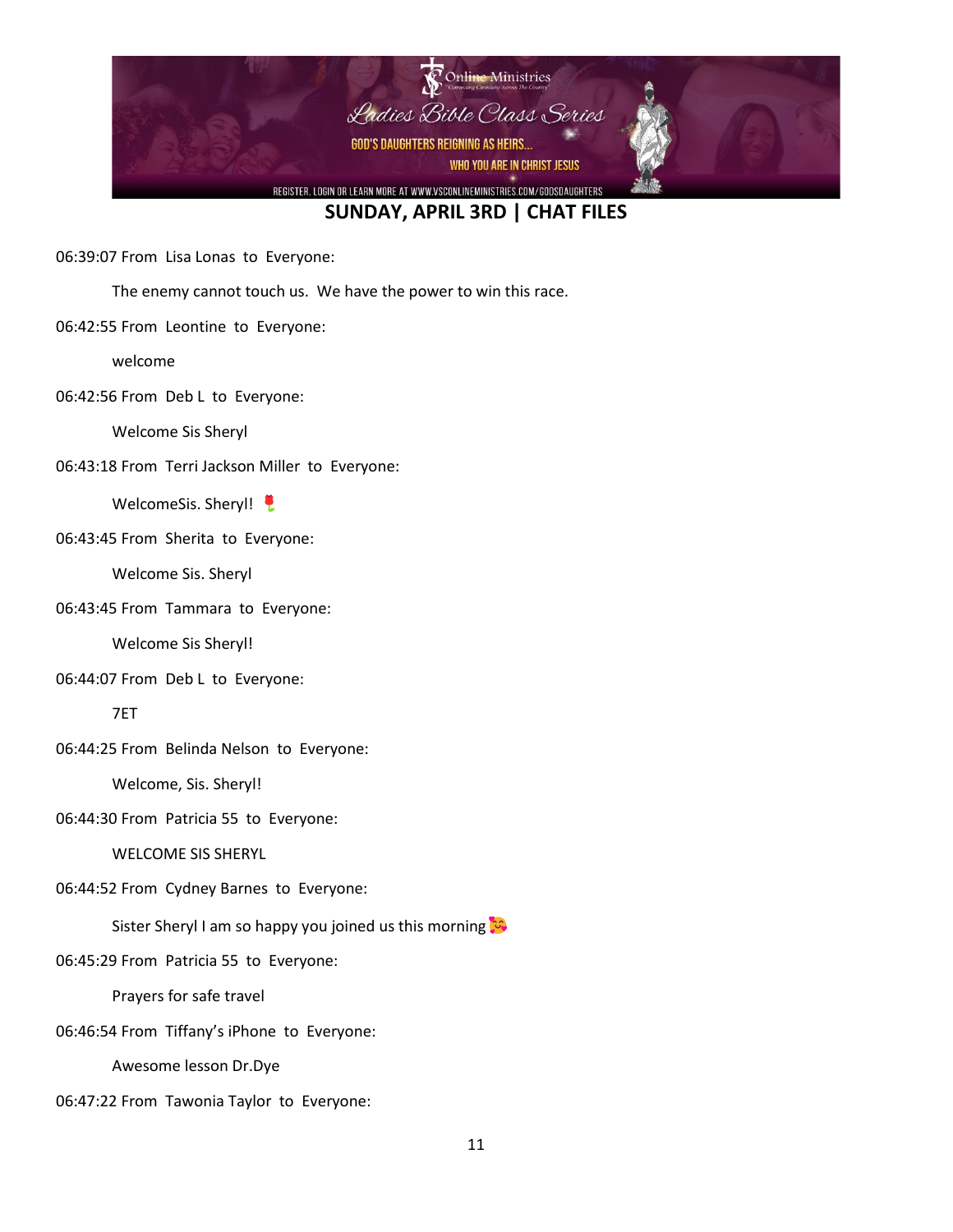## SUNDAY, APRIL 3RD | CHAT FILES

06:39:07 From Lisa Lonas to Everyone:

The enemy cannot touch us. We have the power to win this race.

06:42:55 From Leontine to Everyone:

welcome

06:42:56 From Deb L to Everyone:

Welcome Sis Sheryl

06:43:18 From Terri Jackson Miller to Everyone:

WelcomeSis. Sheryl! 🌹

06:43:45 From Sherita to Everyone:

Welcome Sis. Sheryl

06:43:45 From Tammara to Everyone:

Welcome Sis Sheryl!

06:44:07 From Deb L to Everyone:

7ET

06:44:25 From Belinda Nelson to Everyone:

Welcome, Sis. Sheryl!

06:44:30 From Patricia 55 to Everyone:

WELCOME SIS SHERYL

06:44:52 From Cydney Barnes to Everyone:

Sister Sheryl I am so happy you joined us this morning 🥰

06:45:29 From Patricia 55 to Everyone:

Prayers for safe travel

06:46:54 From Tiffany's iPhone to Everyone:

Awesome lesson Dr.Dye

06:47:22 From Tawonia Taylor to Everyone: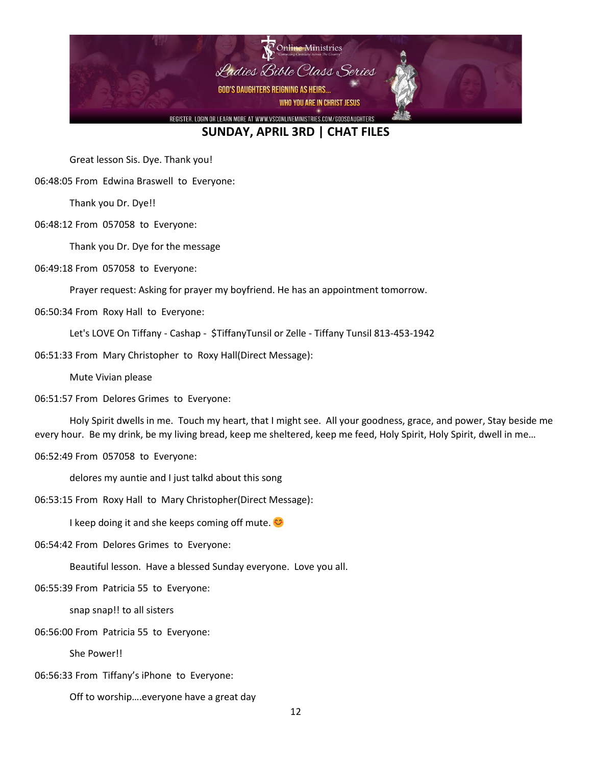## SUNDAY, APRIL 3RD | CHAT FILES

Great lesson Sis. Dye. Thank you!

06:48:05 From Edwina Braswell to Everyone:

Thank you Dr. Dye!!

06:48:12 From 057058 to Everyone:

Thank you Dr. Dye for the message

06:49:18 From 057058 to Everyone:

Prayer request: Asking for prayer my boyfriend. He has an appointment tomorrow.

06:50:34 From Roxy Hall to Everyone:

Let's LOVE On Tiffany - Cashap - $TiffanyTunsil or Zelle - Tiffany Tunsil 813-453-1942

06:51:33 From Mary Christopher to Roxy Hall(Direct Message):

Mute Vivian please

06:51:57 From Delores Grimes to Everyone:

Holy Spirit dwells in me. Touch my heart, that I might see. All your goodness, grace, and power, Stay beside me every hour. Be my drink, be my living bread, keep me sheltered, keep me feed, Holy Spirit, Holy Spirit, dwell in me…

06:52:49 From 057058 to Everyone:

delores my auntie and I just talkd about this song

06:53:15 From Roxy Hall to Mary Christopher(Direct Message):

I keep doing it and she keeps coming off mute. 😊

06:54:42 From Delores Grimes to Everyone:

Beautiful lesson. Have a blessed Sunday everyone. Love you all.

06:55:39 From Patricia 55 to Everyone:

snap snap!! to all sisters

06:56:00 From Patricia 55 to Everyone:

She Power!!

06:56:33 From Tiffany's iPhone to Everyone:

Off to worship….everyone have a great day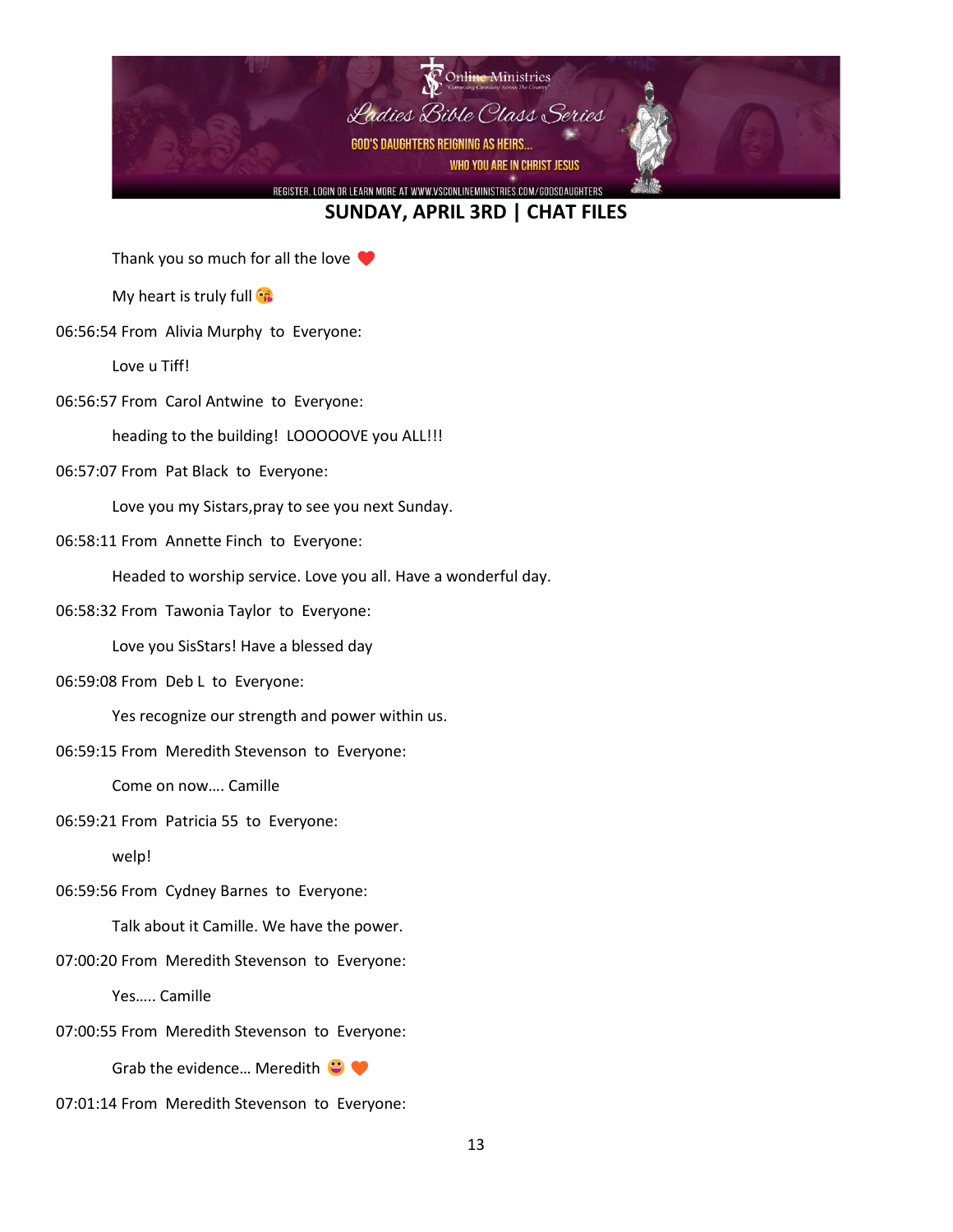## SUNDAY, APRIL 3RD | CHAT FILES

Thank you so much for all the love ❤️

My heart is truly full 😘

06:56:54 From Alivia Murphy to Everyone:

Love u Tiff!

06:56:57 From Carol Antwine to Everyone:

heading to the building! LOOOOOVE you ALL!!!

06:57:07 From Pat Black to Everyone:

Love you my Sistars,pray to see you next Sunday.

06:58:11 From Annette Finch to Everyone:

Headed to worship service. Love you all. Have a wonderful day.

06:58:32 From Tawonia Taylor to Everyone:

Love you SisStars! Have a blessed day

06:59:08 From Deb L to Everyone:

Yes recognize our strength and power within us.

06:59:15 From Meredith Stevenson to Everyone:

Come on now…. Camille

06:59:21 From Patricia 55 to Everyone:

welp!

06:59:56 From Cydney Barnes to Everyone:

Talk about it Camille. We have the power.

07:00:20 From Meredith Stevenson to Everyone:

Yes….. Camille

07:00:55 From Meredith Stevenson to Everyone:

Grab the evidence… Meredith 😀 🧡

07:01:14 From Meredith Stevenson to Everyone: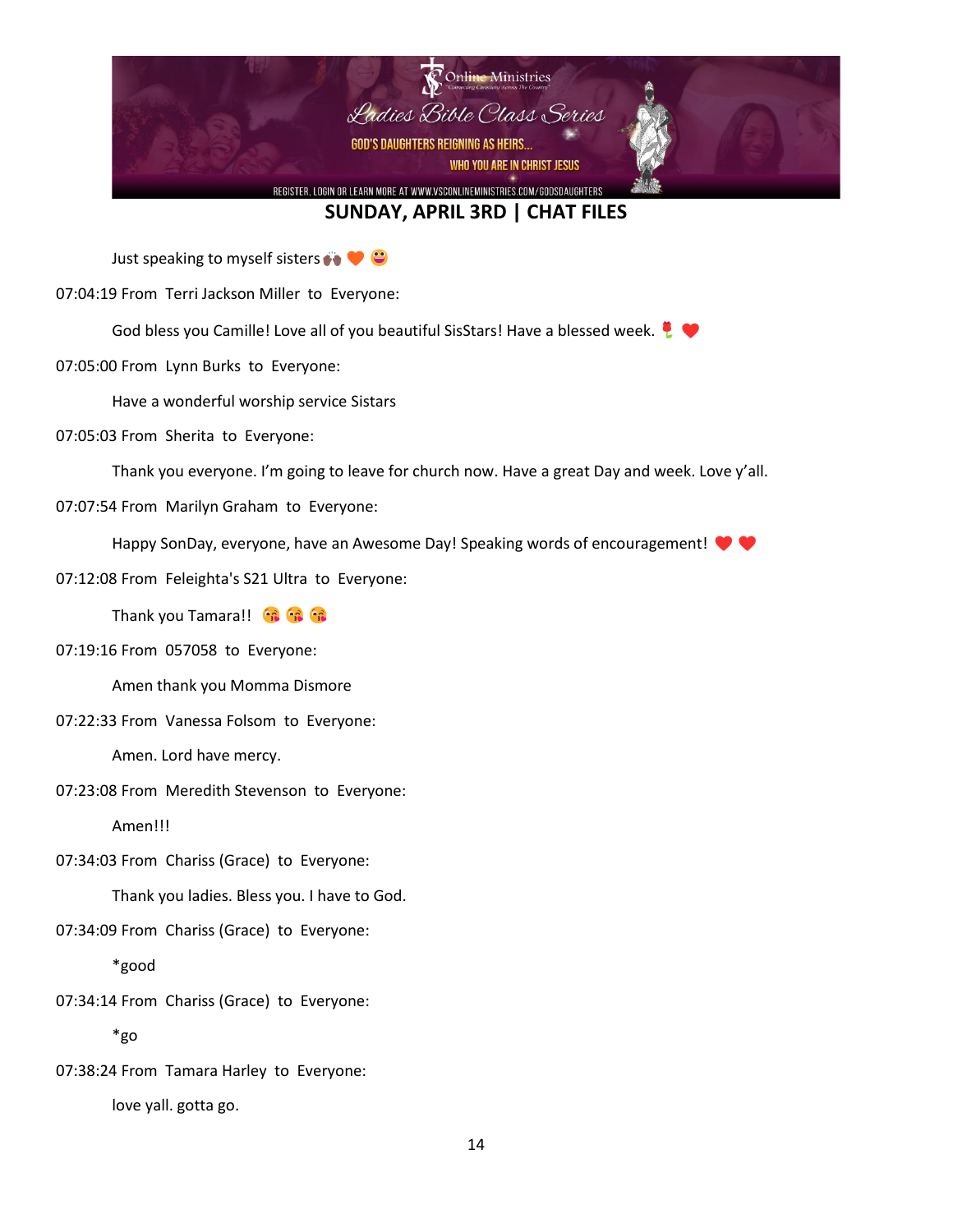## SUNDAY, APRIL 3RD | CHAT FILES

Just speaking to myself sisters 🙌🏾 🧡 😀

07:04:19 From Terri Jackson Miller to Everyone:

God bless you Camille! Love all of you beautiful SisStars! Have a blessed week. 🌹 ❤️

07:05:00 From Lynn Burks to Everyone:

Have a wonderful worship service Sistars

07:05:03 From Sherita to Everyone:

Thank you everyone. I'm going to leave for church now. Have a great Day and week. Love y'all.

07:07:54 From Marilyn Graham to Everyone:

Happy SonDay, everyone, have an Awesome Day! Speaking words of encouragement! ❤️ ❤️

07:12:08 From Feleighta's S21 Ultra to Everyone:

Thank you Tamara!! 😘 😘 😘

07:19:16 From 057058 to Everyone:

Amen thank you Momma Dismore

07:22:33 From Vanessa Folsom to Everyone:

Amen. Lord have mercy.

07:23:08 From Meredith Stevenson to Everyone:

Amen!!!

07:34:03 From Chariss (Grace) to Everyone:

Thank you ladies. Bless you. I have to God.

07:34:09 From Chariss (Grace) to Everyone:

*good

07:34:14 From Chariss (Grace) to Everyone:

*go

07:38:24 From Tamara Harley to Everyone:

love yall. gotta go.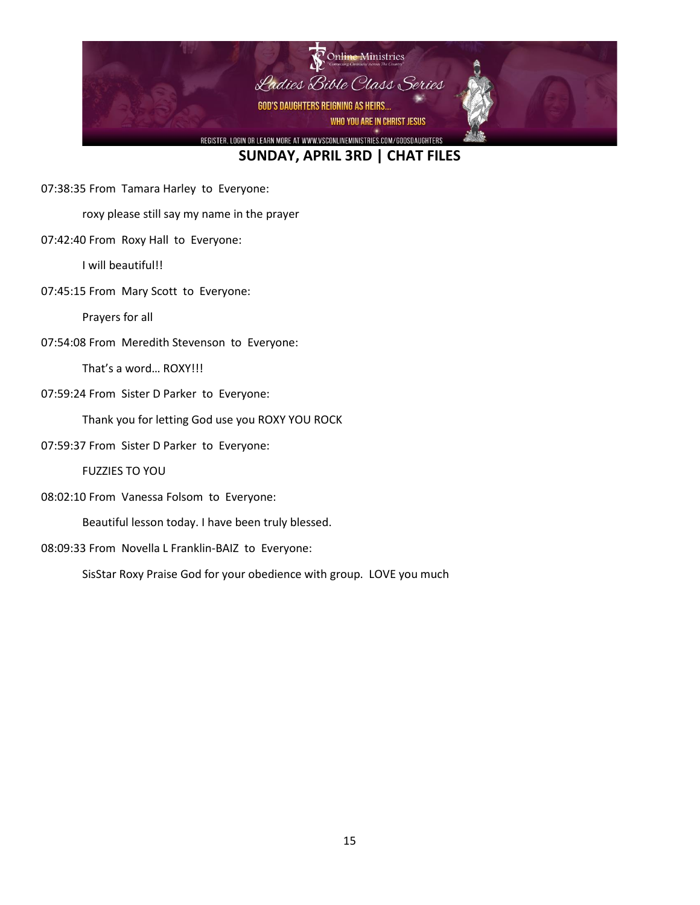## SUNDAY, APRIL 3RD | CHAT FILES

07:38:35 From Tamara Harley to Everyone:

roxy please still say my name in the prayer

07:42:40 From Roxy Hall to Everyone:

I will beautiful!!

07:45:15 From Mary Scott to Everyone:

Prayers for all

07:54:08 From Meredith Stevenson to Everyone:

That's a word… ROXY!!!

07:59:24 From Sister D Parker to Everyone:

Thank you for letting God use you ROXY YOU ROCK

07:59:37 From Sister D Parker to Everyone:

FUZZIES TO YOU

08:02:10 From Vanessa Folsom to Everyone:

Beautiful lesson today. I have been truly blessed.

08:09:33 From Novella L Franklin-BAIZ to Everyone:

SisStar Roxy Praise God for your obedience with group. LOVE you much